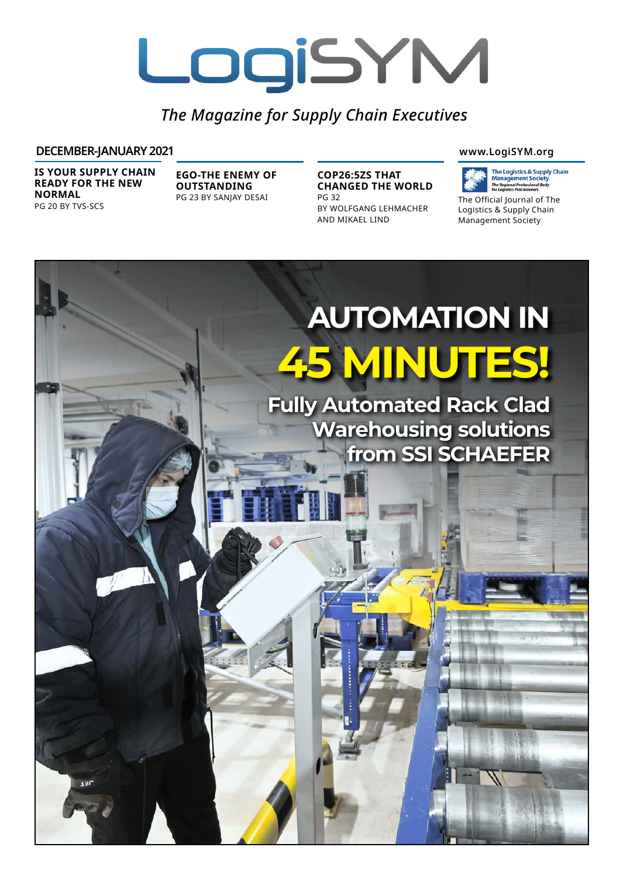# LogiSYM

*The Magazine for Supply Chain Executives*

**DECEMBER-JANUARY 2021**

www.LogiSYM.org

**IS YOUR SUPPLY CHAIN READY FOR THE NEW NORMAL**
PG 20 BY TVS-SCS

**EGO-THE ENEMY OF OUTSTANDING**
PG 23 BY SANJAY DESAI

**COP26:5ZS THAT CHANGED THE WORLD**
PG 32
BY WOLFGANG LEHMACHER AND MIKAEL LIND

The Logistics & Supply Chain Management Society
*The Regional Professional Body for Logistics Practitioners*

The Official Journal of The Logistics & Supply Chain Management Society

# AUTOMATION IN 45 MINUTES!

## Fully Automated Rack Clad Warehousing solutions from SSI SCHAEFER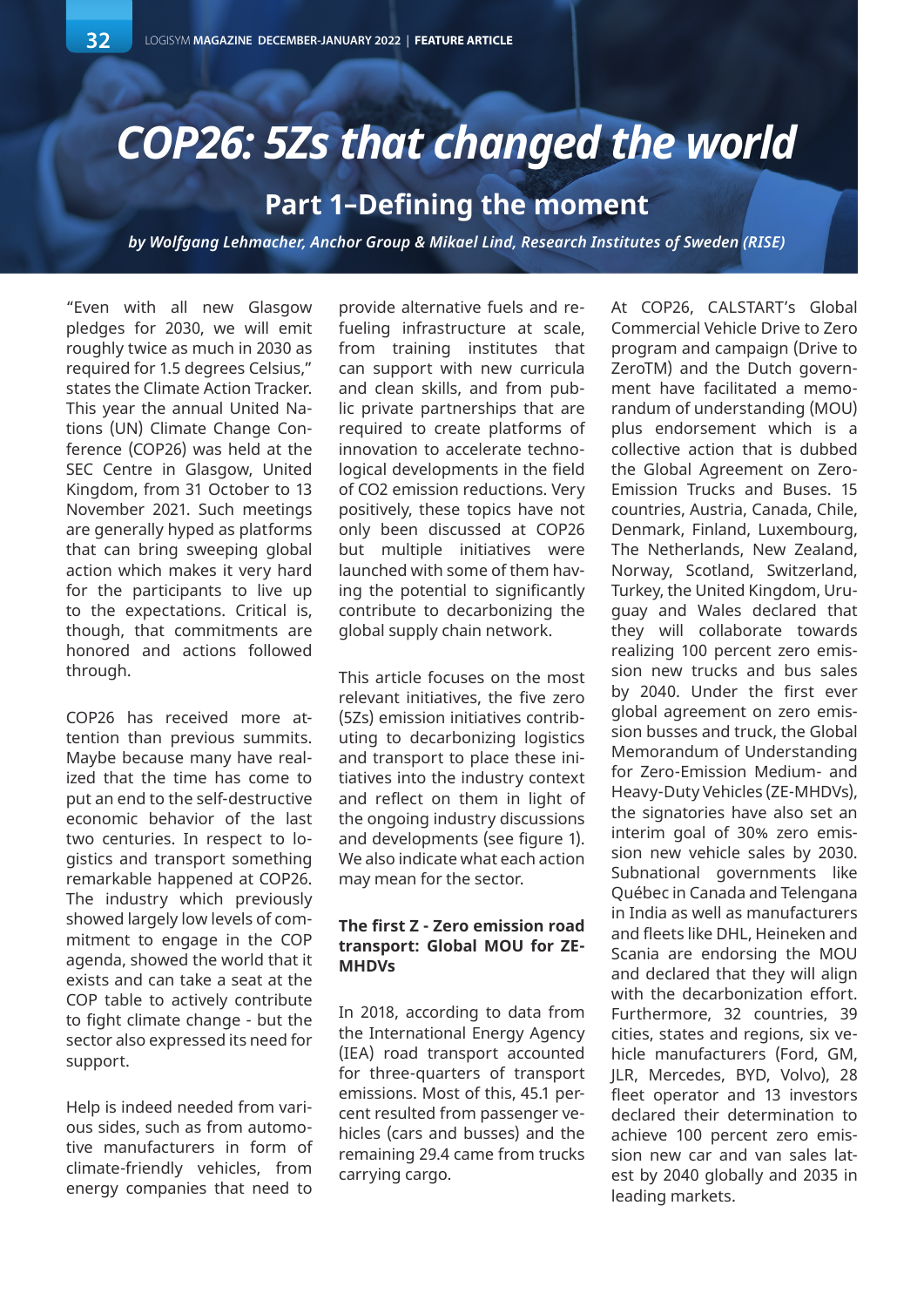# COP26: 5Zs that changed the world

## Part 1–Defining the moment

*by Wolfgang Lehmacher, Anchor Group & Mikael Lind, Research Institutes of Sweden (RISE)*

"Even with all new Glasgow pledges for 2030, we will emit roughly twice as much in 2030 as required for 1.5 degrees Celsius," states the Climate Action Tracker. This year the annual United Nations (UN) Climate Change Conference (COP26) was held at the SEC Centre in Glasgow, United Kingdom, from 31 October to 13 November 2021. Such meetings are generally hyped as platforms that can bring sweeping global action which makes it very hard for the participants to live up to the expectations. Critical is, though, that commitments are honored and actions followed through.

COP26 has received more attention than previous summits. Maybe because many have realized that the time has come to put an end to the self-destructive economic behavior of the last two centuries. In respect to logistics and transport something remarkable happened at COP26. The industry which previously showed largely low levels of commitment to engage in the COP agenda, showed the world that it exists and can take a seat at the COP table to actively contribute to fight climate change - but the sector also expressed its need for support.

Help is indeed needed from various sides, such as from automotive manufacturers in form of climate-friendly vehicles, from energy companies that need to provide alternative fuels and refueling infrastructure at scale, from training institutes that can support with new curricula and clean skills, and from public private partnerships that are required to create platforms of innovation to accelerate technological developments in the field of CO2 emission reductions. Very positively, these topics have not only been discussed at COP26 but multiple initiatives were launched with some of them having the potential to significantly contribute to decarbonizing the global supply chain network.

This article focuses on the most relevant initiatives, the five zero (5Zs) emission initiatives contributing to decarbonizing logistics and transport to place these initiatives into the industry context and reflect on them in light of the ongoing industry discussions and developments (see figure 1). We also indicate what each action may mean for the sector.

### The first Z - Zero emission road transport: Global MOU for ZE-MHDVs

In 2018, according to data from the International Energy Agency (IEA) road transport accounted for three-quarters of transport emissions. Most of this, 45.1 percent resulted from passenger vehicles (cars and busses) and the remaining 29.4 came from trucks carrying cargo.

At COP26, CALSTART's Global Commercial Vehicle Drive to Zero program and campaign (Drive to ZeroTM) and the Dutch government have facilitated a memorandum of understanding (MOU) plus endorsement which is a collective action that is dubbed the Global Agreement on Zero-Emission Trucks and Buses. 15 countries, Austria, Canada, Chile, Denmark, Finland, Luxembourg, The Netherlands, New Zealand, Norway, Scotland, Switzerland, Turkey, the United Kingdom, Uruguay and Wales declared that they will collaborate towards realizing 100 percent zero emission new trucks and bus sales by 2040. Under the first ever global agreement on zero emission busses and truck, the Global Memorandum of Understanding for Zero-Emission Medium- and Heavy-Duty Vehicles (ZE-MHDVs), the signatories have also set an interim goal of 30% zero emission new vehicle sales by 2030. Subnational governments like Québec in Canada and Telengana in India as well as manufacturers and fleets like DHL, Heineken and Scania are endorsing the MOU and declared that they will align with the decarbonization effort. Furthermore, 32 countries, 39 cities, states and regions, six vehicle manufacturers (Ford, GM, JLR, Mercedes, BYD, Volvo), 28 fleet operator and 13 investors declared their determination to achieve 100 percent zero emission new car and van sales latest by 2040 globally and 2035 in leading markets.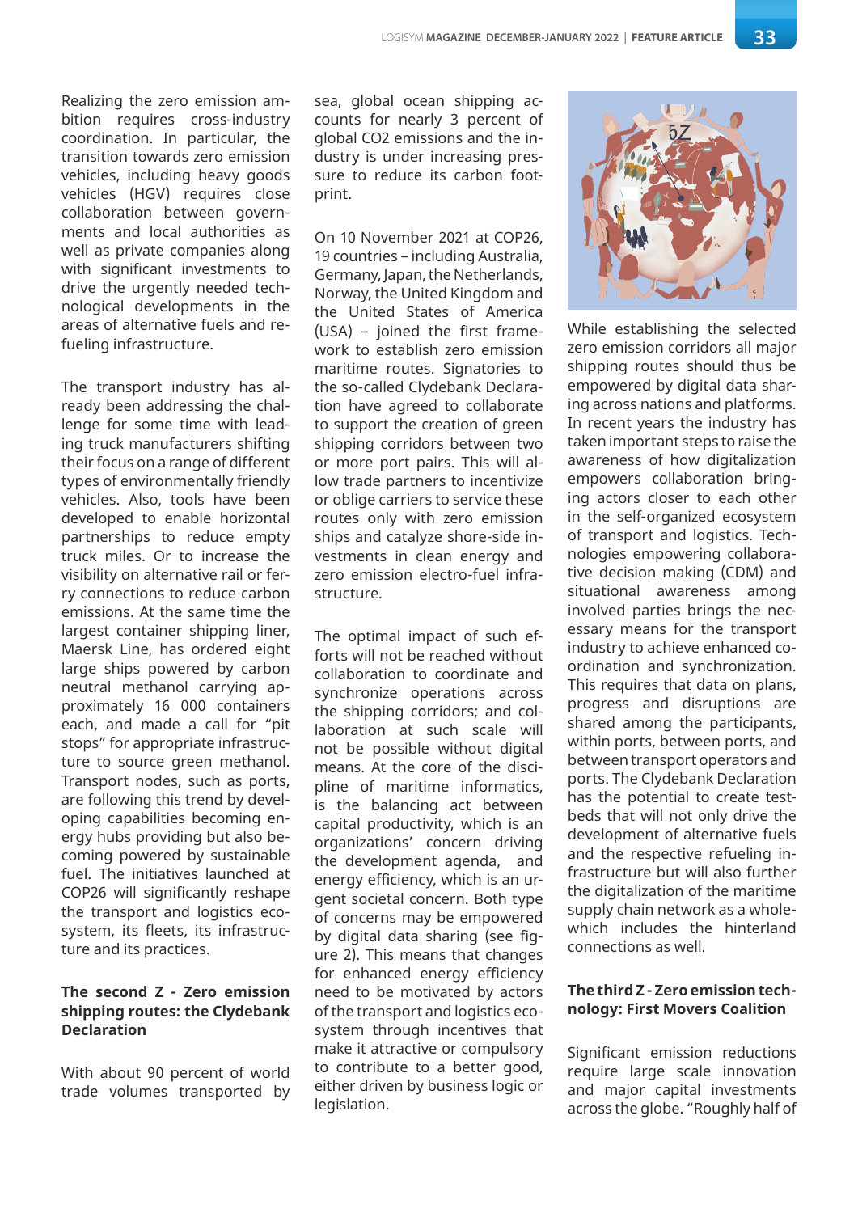Realizing the zero emission ambition requires cross-industry coordination. In particular, the transition towards zero emission vehicles, including heavy goods vehicles (HGV) requires close collaboration between governments and local authorities as well as private companies along with significant investments to drive the urgently needed technological developments in the areas of alternative fuels and refueling infrastructure.

The transport industry has already been addressing the challenge for some time with leading truck manufacturers shifting their focus on a range of different types of environmentally friendly vehicles. Also, tools have been developed to enable horizontal partnerships to reduce empty truck miles. Or to increase the visibility on alternative rail or ferry connections to reduce carbon emissions. At the same time the largest container shipping liner, Maersk Line, has ordered eight large ships powered by carbon neutral methanol carrying approximately 16 000 containers each, and made a call for "pit stops" for appropriate infrastructure to source green methanol. Transport nodes, such as ports, are following this trend by developing capabilities becoming energy hubs providing but also becoming powered by sustainable fuel. The initiatives launched at COP26 will significantly reshape the transport and logistics ecosystem, its fleets, its infrastructure and its practices.

**The second Z - Zero emission shipping routes: the Clydebank Declaration**

With about 90 percent of world trade volumes transported by sea, global ocean shipping accounts for nearly 3 percent of global $CO_2$ emissions and the industry is under increasing pressure to reduce its carbon footprint.

On 10 November 2021 at COP26, 19 countries – including Australia, Germany, Japan, the Netherlands, Norway, the United Kingdom and the United States of America (USA) – joined the first framework to establish zero emission maritime routes. Signatories to the so-called Clydebank Declaration have agreed to collaborate to support the creation of green shipping corridors between two or more port pairs. This will allow trade partners to incentivize or oblige carriers to service these routes only with zero emission ships and catalyze shore-side investments in clean energy and zero emission electro-fuel infrastructure.

The optimal impact of such efforts will not be reached without collaboration to coordinate and synchronize operations across the shipping corridors; and collaboration at such scale will not be possible without digital means. At the core of the discipline of maritime informatics, is the balancing act between capital productivity, which is an organizations' concern driving the development agenda, and energy efficiency, which is an urgent societal concern. Both type of concerns may be empowered by digital data sharing (see figure 2). This means that changes for enhanced energy efficiency need to be motivated by actors of the transport and logistics ecosystem through incentives that make it attractive or compulsory to contribute to a better good, either driven by business logic or legislation.

While establishing the selected zero emission corridors all major shipping routes should thus be empowered by digital data sharing across nations and platforms. In recent years the industry has taken important steps to raise the awareness of how digitalization empowers collaboration bringing actors closer to each other in the self-organized ecosystem of transport and logistics. Technologies empowering collaborative decision making (CDM) and situational awareness among involved parties brings the necessary means for the transport industry to achieve enhanced coordination and synchronization. This requires that data on plans, progress and disruptions are shared among the participants, within ports, between ports, and between transport operators and ports. The Clydebank Declaration has the potential to create testbeds that will not only drive the development of alternative fuels and the respective refueling infrastructure but will also further the digitalization of the maritime supply chain network as a whole-which includes the hinterland connections as well.

**The third Z - Zero emission technology: First Movers Coalition**

Significant emission reductions require large scale innovation and major capital investments across the globe. "Roughly half of